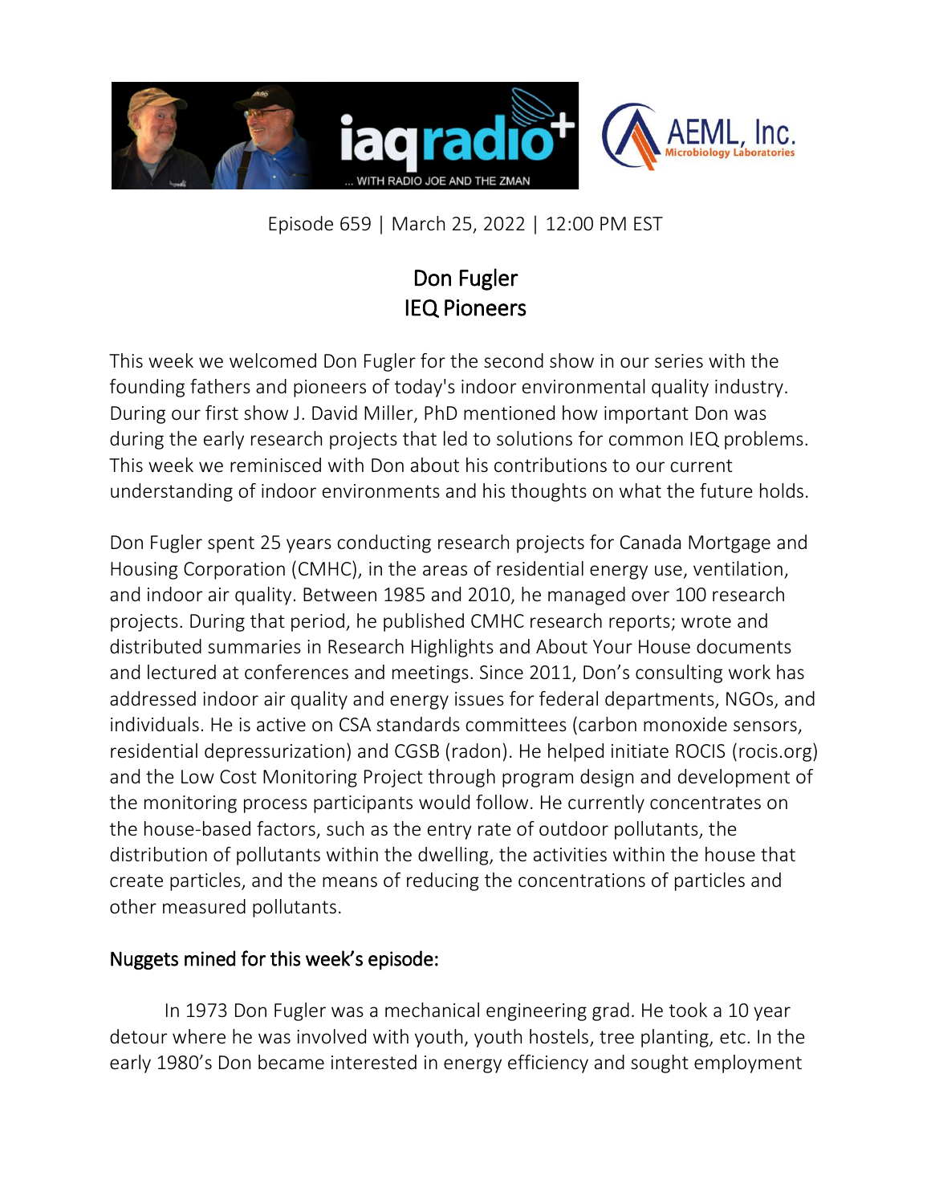Episode 659 | March 25, 2022 | 12:00 PM EST

# Don Fugler
## IEQ Pioneers

This week we welcomed Don Fugler for the second show in our series with the founding fathers and pioneers of today's indoor environmental quality industry. During our first show J. David Miller, PhD mentioned how important Don was during the early research projects that led to solutions for common IEQ problems. This week we reminisced with Don about his contributions to our current understanding of indoor environments and his thoughts on what the future holds.

Don Fugler spent 25 years conducting research projects for Canada Mortgage and Housing Corporation (CMHC), in the areas of residential energy use, ventilation, and indoor air quality. Between 1985 and 2010, he managed over 100 research projects. During that period, he published CMHC research reports; wrote and distributed summaries in Research Highlights and About Your House documents and lectured at conferences and meetings. Since 2011, Don's consulting work has addressed indoor air quality and energy issues for federal departments, NGOs, and individuals. He is active on CSA standards committees (carbon monoxide sensors, residential depressurization) and CGSB (radon). He helped initiate ROCIS (rocis.org) and the Low Cost Monitoring Project through program design and development of the monitoring process participants would follow. He currently concentrates on the house-based factors, such as the entry rate of outdoor pollutants, the distribution of pollutants within the dwelling, the activities within the house that create particles, and the means of reducing the concentrations of particles and other measured pollutants.

## Nuggets mined for this week's episode:

In 1973 Don Fugler was a mechanical engineering grad. He took a 10 year detour where he was involved with youth, youth hostels, tree planting, etc. In the early 1980's Don became interested in energy efficiency and sought employment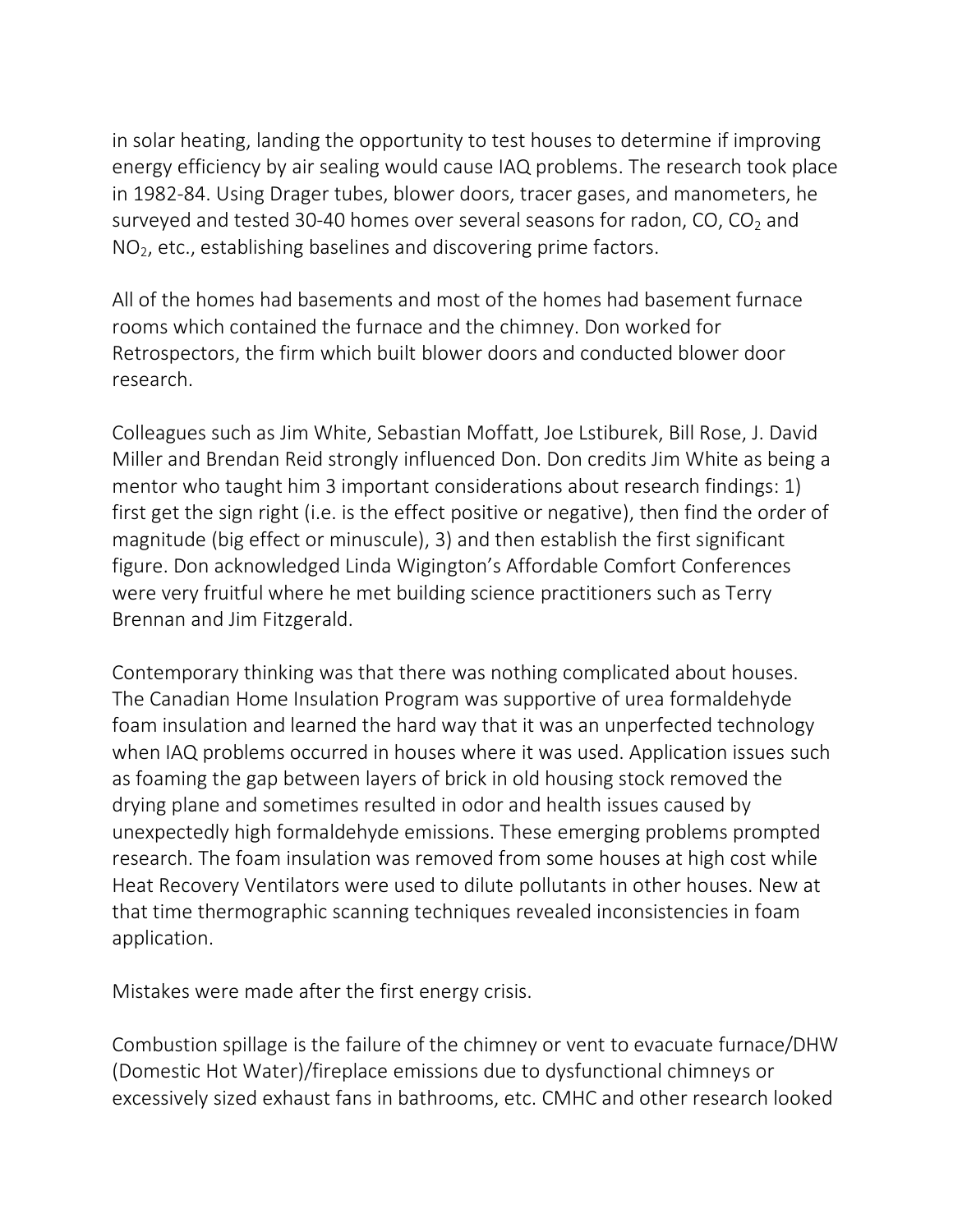in solar heating, landing the opportunity to test houses to determine if improving energy efficiency by air sealing would cause IAQ problems. The research took place in 1982-84. Using Drager tubes, blower doors, tracer gases, and manometers, he surveyed and tested 30-40 homes over several seasons for radon, CO, $CO_2$ and $NO_2$, etc., establishing baselines and discovering prime factors.

All of the homes had basements and most of the homes had basement furnace rooms which contained the furnace and the chimney. Don worked for Retrospectors, the firm which built blower doors and conducted blower door research.

Colleagues such as Jim White, Sebastian Moffatt, Joe Lstiburek, Bill Rose, J. David Miller and Brendan Reid strongly influenced Don. Don credits Jim White as being a mentor who taught him 3 important considerations about research findings: 1) first get the sign right (i.e. is the effect positive or negative), then find the order of magnitude (big effect or minuscule), 3) and then establish the first significant figure. Don acknowledged Linda Wigington's Affordable Comfort Conferences were very fruitful where he met building science practitioners such as Terry Brennan and Jim Fitzgerald.

Contemporary thinking was that there was nothing complicated about houses. The Canadian Home Insulation Program was supportive of urea formaldehyde foam insulation and learned the hard way that it was an unperfected technology when IAQ problems occurred in houses where it was used. Application issues such as foaming the gap between layers of brick in old housing stock removed the drying plane and sometimes resulted in odor and health issues caused by unexpectedly high formaldehyde emissions. These emerging problems prompted research. The foam insulation was removed from some houses at high cost while Heat Recovery Ventilators were used to dilute pollutants in other houses. New at that time thermographic scanning techniques revealed inconsistencies in foam application.

Mistakes were made after the first energy crisis.

Combustion spillage is the failure of the chimney or vent to evacuate furnace/DHW (Domestic Hot Water)/fireplace emissions due to dysfunctional chimneys or excessively sized exhaust fans in bathrooms, etc. CMHC and other research looked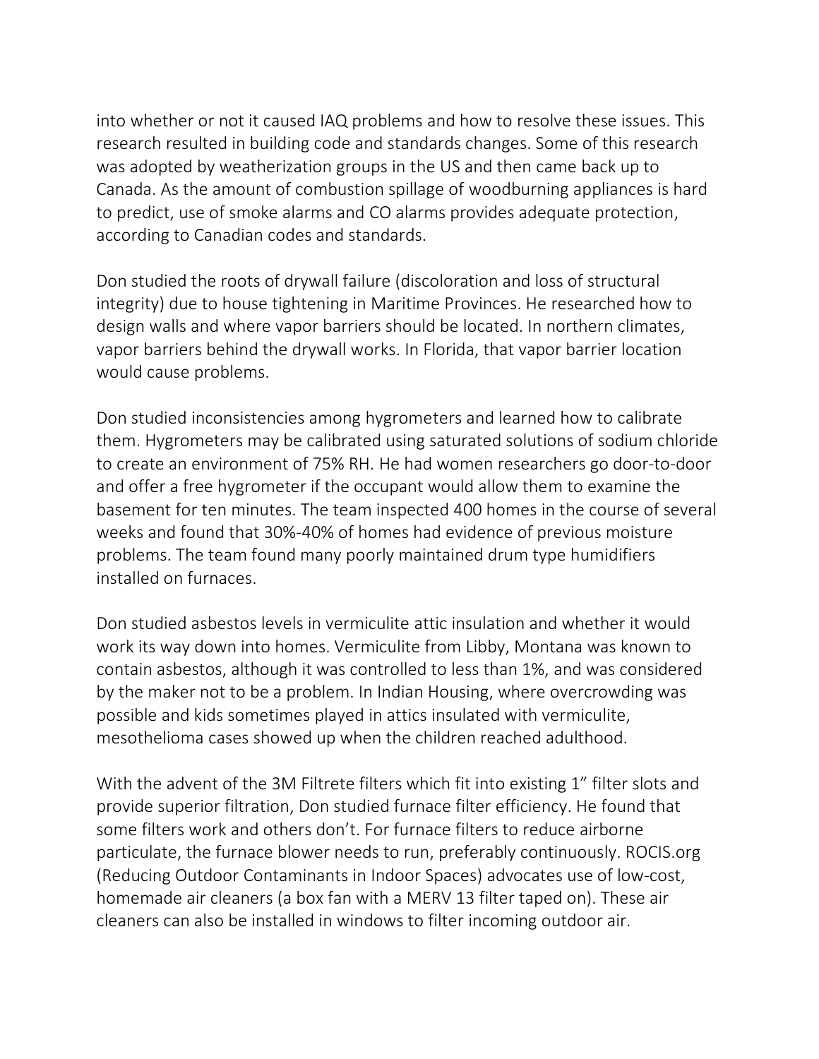into whether or not it caused IAQ problems and how to resolve these issues. This research resulted in building code and standards changes. Some of this research was adopted by weatherization groups in the US and then came back up to Canada. As the amount of combustion spillage of woodburning appliances is hard to predict, use of smoke alarms and CO alarms provides adequate protection, according to Canadian codes and standards.

Don studied the roots of drywall failure (discoloration and loss of structural integrity) due to house tightening in Maritime Provinces. He researched how to design walls and where vapor barriers should be located. In northern climates, vapor barriers behind the drywall works. In Florida, that vapor barrier location would cause problems.

Don studied inconsistencies among hygrometers and learned how to calibrate them. Hygrometers may be calibrated using saturated solutions of sodium chloride to create an environment of 75% RH. He had women researchers go door-to-door and offer a free hygrometer if the occupant would allow them to examine the basement for ten minutes. The team inspected 400 homes in the course of several weeks and found that 30%-40% of homes had evidence of previous moisture problems. The team found many poorly maintained drum type humidifiers installed on furnaces.

Don studied asbestos levels in vermiculite attic insulation and whether it would work its way down into homes. Vermiculite from Libby, Montana was known to contain asbestos, although it was controlled to less than 1%, and was considered by the maker not to be a problem. In Indian Housing, where overcrowding was possible and kids sometimes played in attics insulated with vermiculite, mesothelioma cases showed up when the children reached adulthood.

With the advent of the 3M Filtrete filters which fit into existing 1" filter slots and provide superior filtration, Don studied furnace filter efficiency. He found that some filters work and others don't. For furnace filters to reduce airborne particulate, the furnace blower needs to run, preferably continuously. ROCIS.org (Reducing Outdoor Contaminants in Indoor Spaces) advocates use of low-cost, homemade air cleaners (a box fan with a MERV 13 filter taped on). These air cleaners can also be installed in windows to filter incoming outdoor air.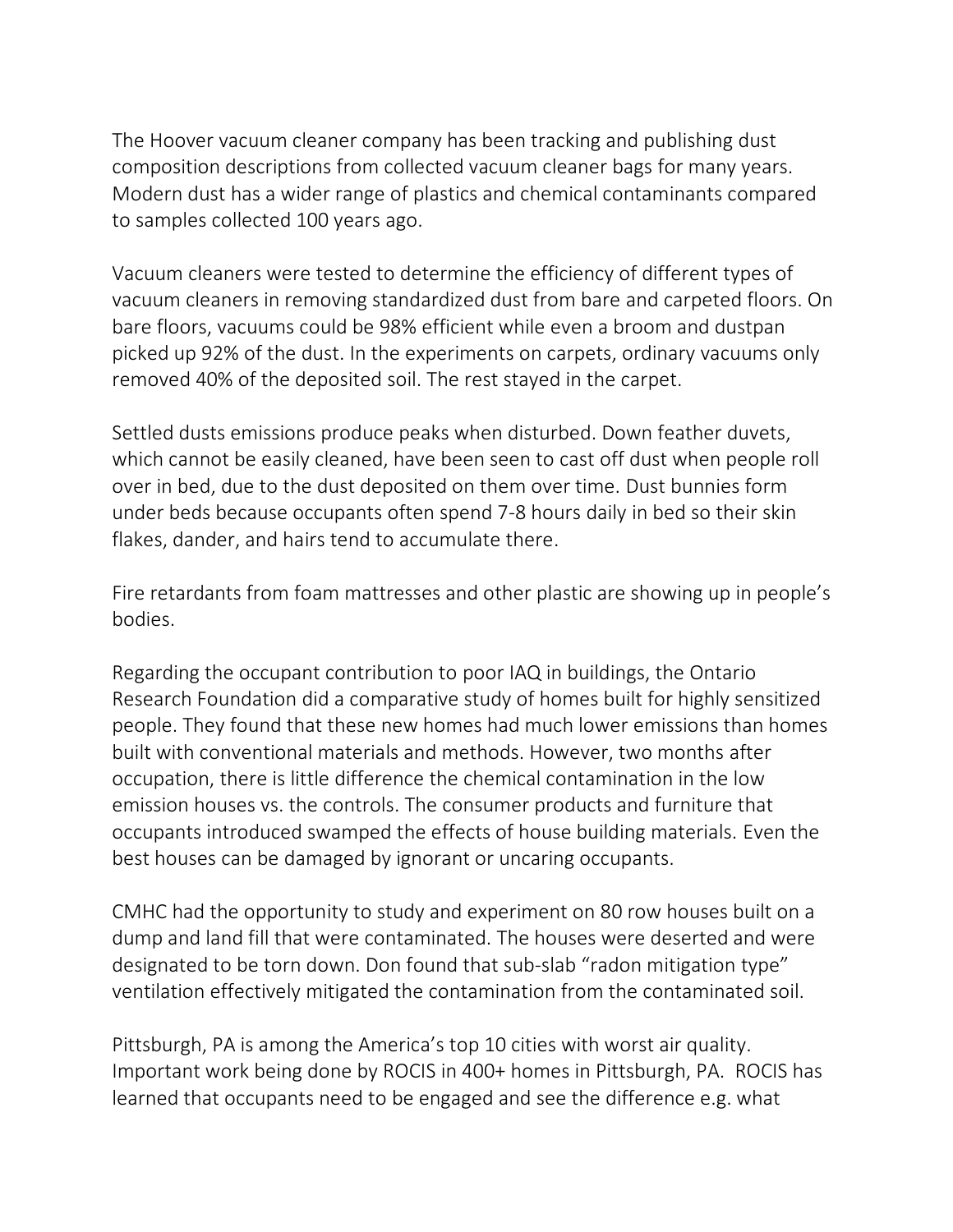The Hoover vacuum cleaner company has been tracking and publishing dust composition descriptions from collected vacuum cleaner bags for many years. Modern dust has a wider range of plastics and chemical contaminants compared to samples collected 100 years ago.

Vacuum cleaners were tested to determine the efficiency of different types of vacuum cleaners in removing standardized dust from bare and carpeted floors. On bare floors, vacuums could be 98% efficient while even a broom and dustpan picked up 92% of the dust. In the experiments on carpets, ordinary vacuums only removed 40% of the deposited soil. The rest stayed in the carpet.

Settled dusts emissions produce peaks when disturbed. Down feather duvets, which cannot be easily cleaned, have been seen to cast off dust when people roll over in bed, due to the dust deposited on them over time. Dust bunnies form under beds because occupants often spend 7-8 hours daily in bed so their skin flakes, dander, and hairs tend to accumulate there.

Fire retardants from foam mattresses and other plastic are showing up in people's bodies.

Regarding the occupant contribution to poor IAQ in buildings, the Ontario Research Foundation did a comparative study of homes built for highly sensitized people. They found that these new homes had much lower emissions than homes built with conventional materials and methods. However, two months after occupation, there is little difference the chemical contamination in the low emission houses vs. the controls. The consumer products and furniture that occupants introduced swamped the effects of house building materials. Even the best houses can be damaged by ignorant or uncaring occupants.

CMHC had the opportunity to study and experiment on 80 row houses built on a dump and land fill that were contaminated. The houses were deserted and were designated to be torn down. Don found that sub-slab "radon mitigation type" ventilation effectively mitigated the contamination from the contaminated soil.

Pittsburgh, PA is among the America's top 10 cities with worst air quality. Important work being done by ROCIS in 400+ homes in Pittsburgh, PA. ROCIS has learned that occupants need to be engaged and see the difference e.g. what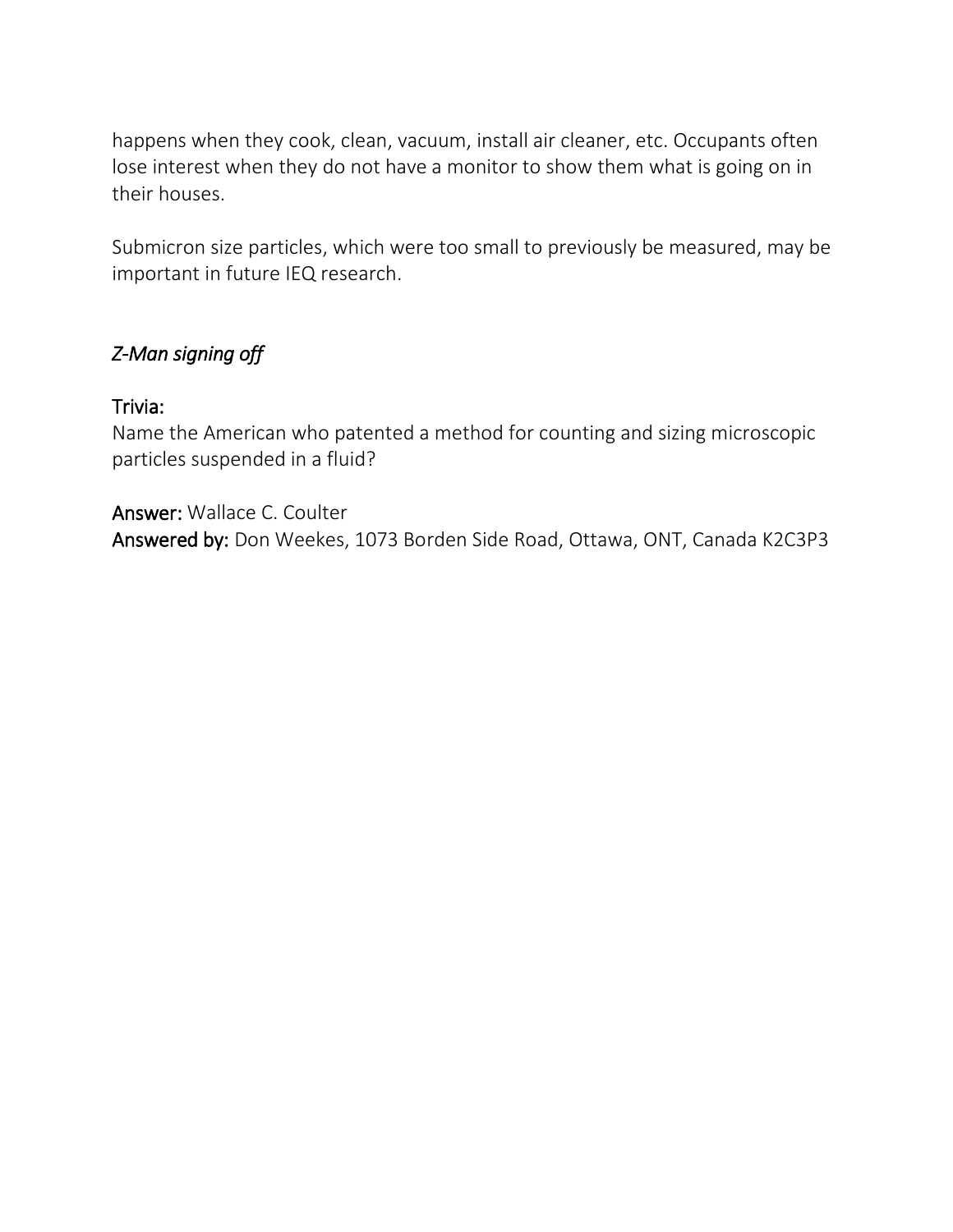happens when they cook, clean, vacuum, install air cleaner, etc. Occupants often lose interest when they do not have a monitor to show them what is going on in their houses.

Submicron size particles, which were too small to previously be measured, may be important in future IEQ research.

*Z-Man signing off*

Trivia:
Name the American who patented a method for counting and sizing microscopic particles suspended in a fluid?

**Answer:** Wallace C. Coulter
**Answered by:** Don Weekes, 1073 Borden Side Road, Ottawa, ONT, Canada K2C3P3